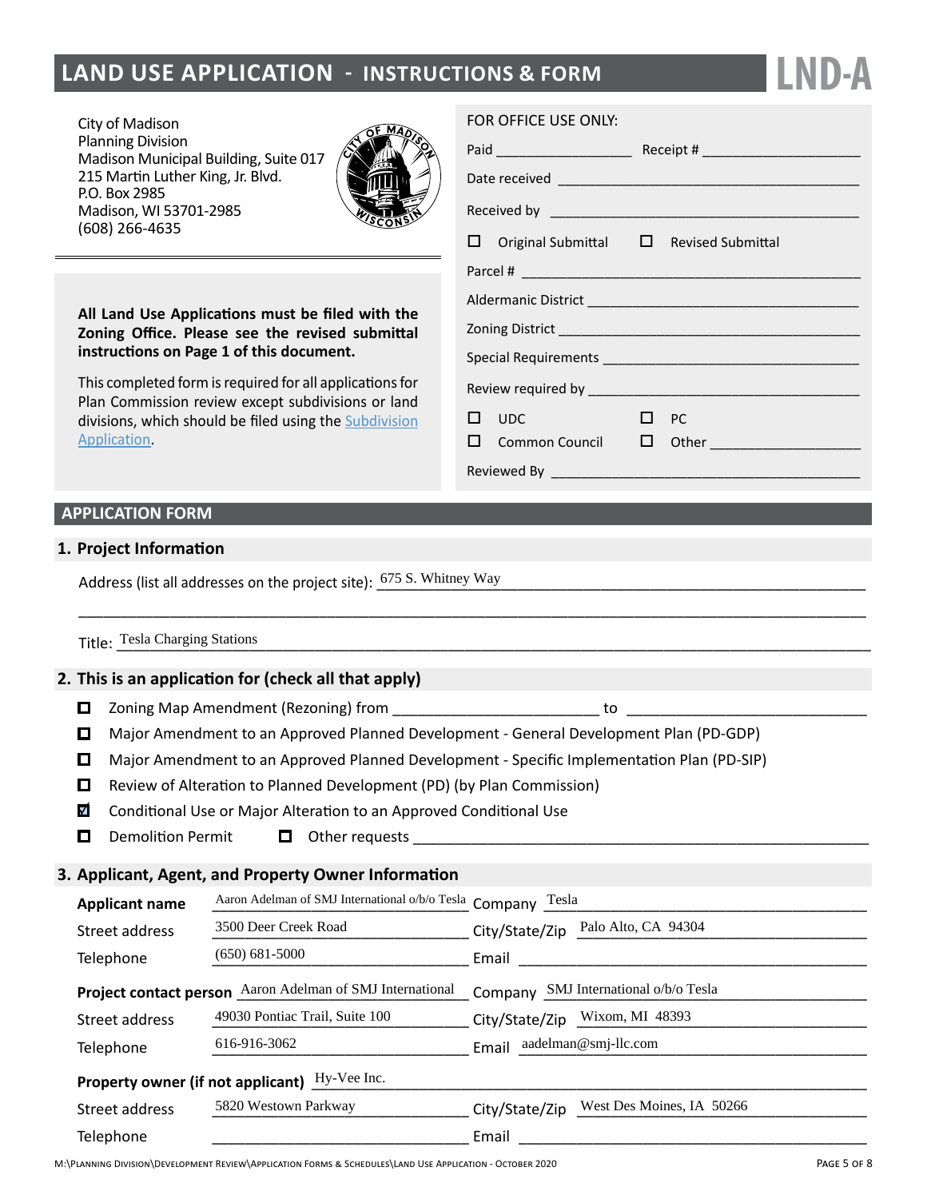# LAND USE APPLICATION - INSTRUCTIONS & FORM

**LND-A**

City of Madison
Planning Division
Madison Municipal Building, Suite 017
215 Martin Luther King, Jr. Blvd.
P.O. Box 2985
Madison, WI 53701-2985
(608) 266-4635

**All Land Use Applications must be filed with the Zoning Office. Please see the revised submittal instructions on Page 1 of this document.**

This completed form is required for all applications for Plan Commission review except subdivisions or land divisions, which should be filed using the [Subdivision Application](Subdivision Application).

FOR OFFICE USE ONLY:

Paid ______________ Receipt # ______________

Date received ______________

Received by ______________

☐ Original Submittal ☐ Revised Submittal

Parcel # ______________

Aldermanic District ______________

Zoning District ______________

Special Requirements ______________

Review required by ______________

☐ UDC ☐ PC

☐ Common Council ☐ Other ______________

Reviewed By ______________

## APPLICATION FORM

### 1. Project Information

Address (list all addresses on the project site): 675 S. Whitney Way

Title: Tesla Charging Stations

### 2. This is an application for (check all that apply)

- ☐ Zoning Map Amendment (Rezoning) from ______________ to ______________
- ☐ Major Amendment to an Approved Planned Development - General Development Plan (PD-GDP)
- ☐ Major Amendment to an Approved Planned Development - Specific Implementation Plan (PD-SIP)
- ☐ Review of Alteration to Planned Development (PD) (by Plan Commission)
- ☑ Conditional Use or Major Alteration to an Approved Conditional Use
- ☐ Demolition Permit ☐ Other requests ______________

### 3. Applicant, Agent, and Property Owner Information

**Applicant name** Aaron Adelman of SMJ International o/b/o Tesla Company Tesla

Street address 3500 Deer Creek Road City/State/Zip Palo Alto, CA 94304

Telephone (650) 681-5000 Email ______________

**Project contact person** Aaron Adelman of SMJ International Company SMJ International o/b/o Tesla

Street address 49030 Pontiac Trail, Suite 100 City/State/Zip Wixom, MI 48393

Telephone 616-916-3062 Email aadelman@smj-llc.com

**Property owner (if not applicant)** Hy-Vee Inc.

Street address 5820 Westown Parkway City/State/Zip West Des Moines, IA 50266

Telephone ______________ Email ______________

M:\Planning Division\Development Review\Application Forms & Schedules\Land Use Application - October 2020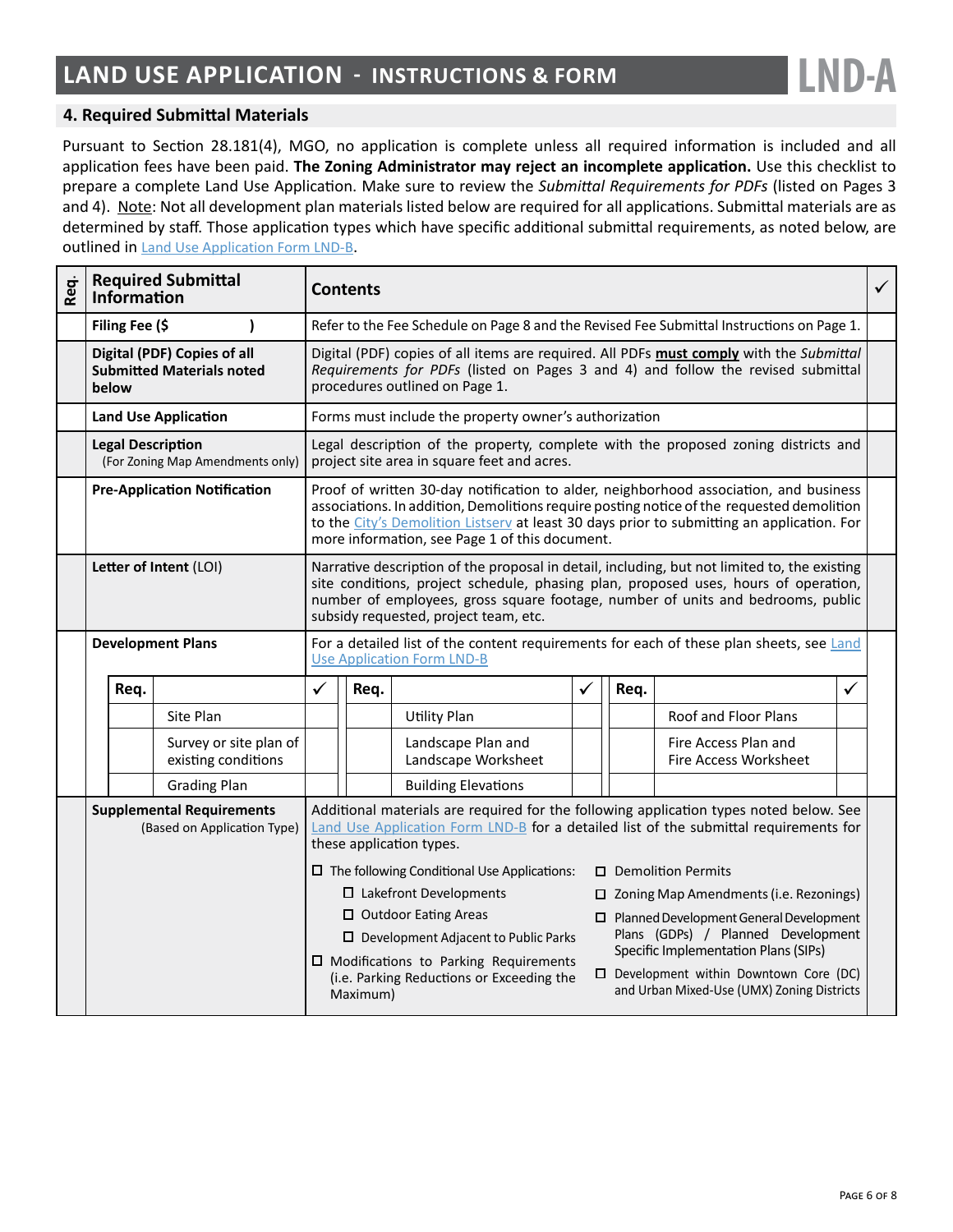## LAND USE APPLICATION - INSTRUCTIONS & FORM

### 4. Required Submittal Materials

Pursuant to Section 28.181(4), MGO, no application is complete unless all required information is included and all application fees have been paid. **The Zoning Administrator may reject an incomplete application.** Use this checklist to prepare a complete Land Use Application. Make sure to review the *Submittal Requirements for PDFs* (listed on Pages 3 and 4). Note: Not all development plan materials listed below are required for all applications. Submittal materials are as determined by staff. Those application types which have specific additional submittal requirements, as noted below, are outlined in Land Use Application Form LND-B.

| Req. | Required Submittal Information | Contents | ✓ |
|---|---|---|---|
| | **Filing Fee ($ )** | Refer to the Fee Schedule on Page 8 and the Revised Fee Submittal Instructions on Page 1. | |
| | **Digital (PDF) Copies of all Submitted Materials noted below** | Digital (PDF) copies of all items are required. All PDFs **must comply** with the *Submittal Requirements for PDFs* (listed on Pages 3 and 4) and follow the revised submittal procedures outlined on Page 1. | |
| | **Land Use Application** | Forms must include the property owner's authorization | |
| | **Legal Description** (For Zoning Map Amendments only) | Legal description of the property, complete with the proposed zoning districts and project site area in square feet and acres. | |
| | **Pre-Application Notification** | Proof of written 30-day notification to alder, neighborhood association, and business associations. In addition, Demolitions require posting notice of the requested demolition to the City's Demolition Listserv at least 30 days prior to submitting an application. For more information, see Page 1 of this document. | |
| | **Letter of Intent** (LOI) | Narrative description of the proposal in detail, including, but not limited to, the existing site conditions, project schedule, phasing plan, proposed uses, hours of operation, number of employees, gross square footage, number of units and bedrooms, public subsidy requested, project team, etc. | |
| | **Development Plans** | For a detailed list of the content requirements for each of these plan sheets, see Land Use Application Form LND-B | |

**Development Plans:**

| Req. | | ✓ | Req. | | ✓ | Req. | | ✓ |
|---|---|---|---|---|---|---|---|---|
| | Site Plan | | | Utility Plan | | | Roof and Floor Plans | |
| | Survey or site plan of existing conditions | | | Landscape Plan and Landscape Worksheet | | | Fire Access Plan and Fire Access Worksheet | |
| | Grading Plan | | | Building Elevations | | | | |

| Req. | Required Submittal Information | Contents | ✓ |
|---|---|---|---|
| | **Supplemental Requirements** (Based on Application Type) | Additional materials are required for the following application types noted below. See Land Use Application Form LND-B for a detailed list of the submittal requirements for these application types. | |

- ☐ The following Conditional Use Applications:
  - ☐ Lakefront Developments
  - ☐ Outdoor Eating Areas
  - ☐ Development Adjacent to Public Parks
- ☐ Modifications to Parking Requirements (i.e. Parking Reductions or Exceeding the Maximum)
- ☐ Demolition Permits
- ☐ Zoning Map Amendments (i.e. Rezonings)
- ☐ Planned Development General Development Plans (GDPs) / Planned Development Specific Implementation Plans (SIPs)
- ☐ Development within Downtown Core (DC) and Urban Mixed-Use (UMX) Zoning Districts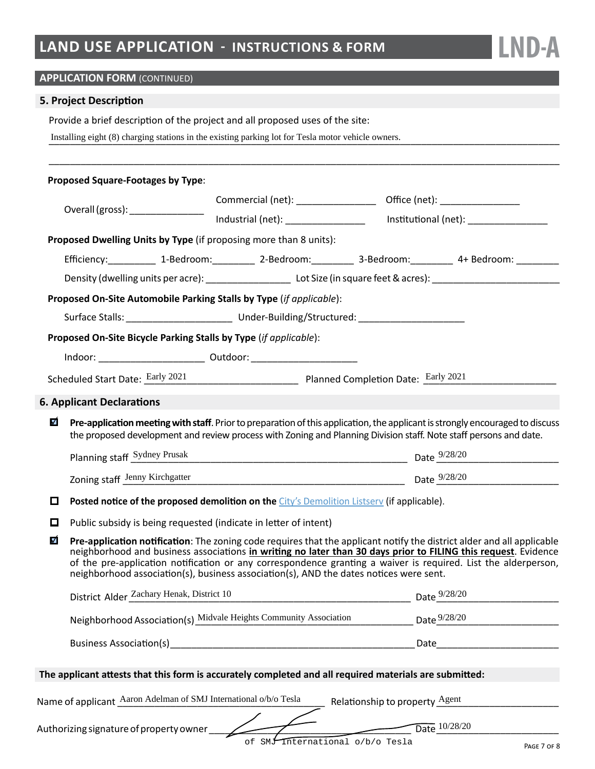# LAND USE APPLICATION - INSTRUCTIONS & FORM

**LND-A**

## APPLICATION FORM (CONTINUED)

### 5. Project Description

Provide a brief description of the project and all proposed uses of the site:

Installing eight (8) charging stations in the existing parking lot for Tesla motor vehicle owners.

**Proposed Square-Footages by Type**:

Overall (gross): ______________ Commercial (net): _______________ Office (net): _______________

Industrial (net): _______________ Institutional (net): _______________

**Proposed Dwelling Units by Type** (if proposing more than 8 units):

Efficiency: _________ 1-Bedroom: ________ 2-Bedroom: ________ 3-Bedroom: ________ 4+ Bedroom: ________

Density (dwelling units per acre): ________________ Lot Size (in square feet & acres): ________________________

**Proposed On-Site Automobile Parking Stalls by Type** (*if applicable*):

Surface Stalls: ____________________ Under-Building/Structured: ____________________

**Proposed On-Site Bicycle Parking Stalls by Type** (*if applicable*):

Indoor: ____________________ Outdoor: ____________________

Scheduled Start Date: Early 2021 Planned Completion Date: Early 2021

### 6. Applicant Declarations

☑ **Pre-application meeting with staff**. Prior to preparation of this application, the applicant is strongly encouraged to discuss the proposed development and review process with Zoning and Planning Division staff. Note staff persons and date.

Planning staff Sydney Prusak Date 9/28/20

Zoning staff Jenny Kirchgatter Date 9/28/20

☐ **Posted notice of the proposed demolition on the** City's Demolition Listserv (if applicable).

☐ Public subsidy is being requested (indicate in letter of intent)

☑ **Pre-application notification**: The zoning code requires that the applicant notify the district alder and all applicable neighborhood and business associations **in writing no later than 30 days prior to FILING this request**. Evidence of the pre-application notification or any correspondence granting a waiver is required. List the alderperson, neighborhood association(s), business association(s), AND the dates notices were sent.

District Alder Zachary Henak, District 10 Date 9/28/20

Neighborhood Association(s) Midvale Heights Community Association Date 9/28/20

Business Association(s) ______________________ Date ______________

**The applicant attests that this form is accurately completed and all required materials are submitted:**

Name of applicant Aaron Adelman of SMJ International o/b/o Tesla Relationship to property Agent

Authorizing signature of property owner [signature] of SMJ International o/b/o Tesla Date 10/28/20